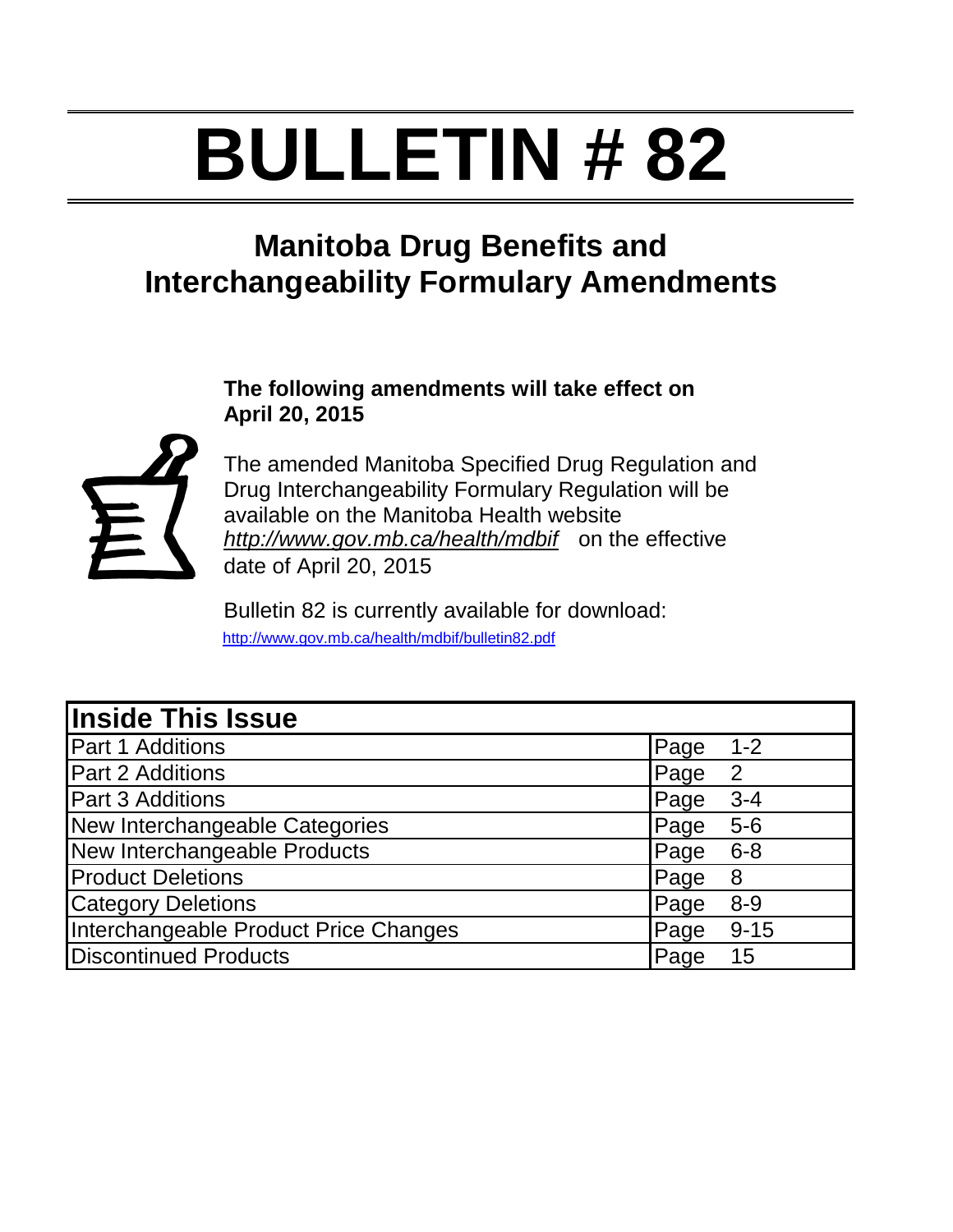# BULLETIN # 82

## Manitoba Drug Benefits and Interchangeability Formulary Amendments

**The following amendments will take effect on April 20, 2015**

The amended Manitoba Specified Drug Regulation and Drug Interchangeability Formulary Regulation will be available on the Manitoba Health website *http://www.gov.mb.ca/health/mdbif* on the effective date of April 20, 2015

Bulletin 82 is currently available for download: http://www.gov.mb.ca/health/mdbif/bulletin82.pdf

| Inside This Issue | |
|---|---|
| Part 1 Additions | Page 1-2 |
| Part 2 Additions | Page 2 |
| Part 3 Additions | Page 3-4 |
| New Interchangeable Categories | Page 5-6 |
| New Interchangeable Products | Page 6-8 |
| Product Deletions | Page 8 |
| Category Deletions | Page 8-9 |
| Interchangeable Product Price Changes | Page 9-15 |
| Discontinued Products | Page 15 |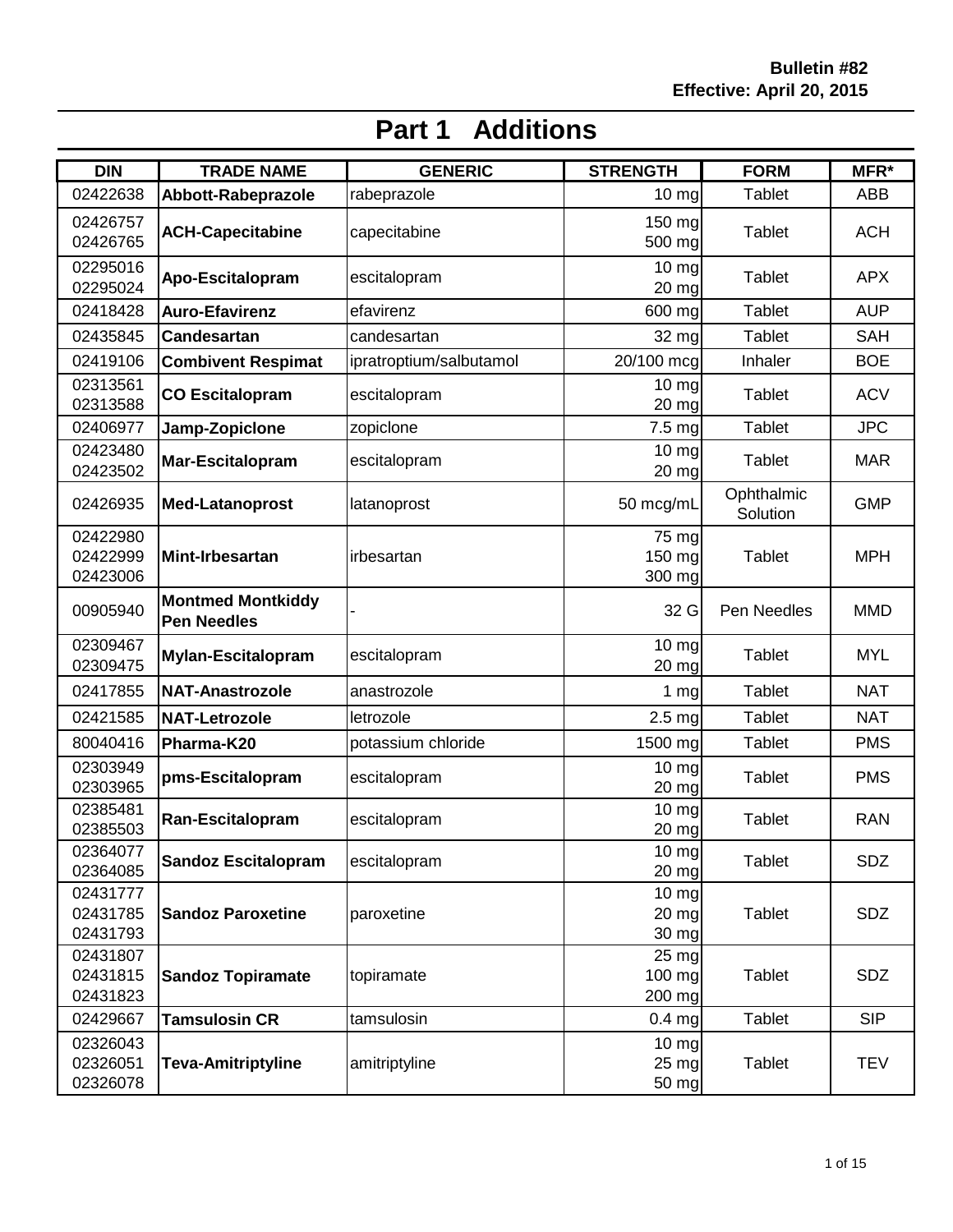Bulletin #82
Effective: April 20, 2015

# Part 1 Additions

| DIN | TRADE NAME | GENERIC | STRENGTH | FORM | MFR* |
|---|---|---|---|---|---|
| 02422638 | **Abbott-Rabeprazole** | rabeprazole | 10 mg | Tablet | ABB |
| 02426757<br>02426765 | **ACH-Capecitabine** | capecitabine | 150 mg<br>500 mg | Tablet | ACH |
| 02295016<br>02295024 | **Apo-Escitalopram** | escitalopram | 10 mg<br>20 mg | Tablet | APX |
| 02418428 | **Auro-Efavirenz** | efavirenz | 600 mg | Tablet | AUP |
| 02435845 | **Candesartan** | candesartan | 32 mg | Tablet | SAH |
| 02419106 | **Combivent Respimat** | ipratroptium/salbutamol | 20/100 mcg | Inhaler | BOE |
| 02313561<br>02313588 | **CO Escitalopram** | escitalopram | 10 mg<br>20 mg | Tablet | ACV |
| 02406977 | **Jamp-Zopiclone** | zopiclone | 7.5 mg | Tablet | JPC |
| 02423480<br>02423502 | **Mar-Escitalopram** | escitalopram | 10 mg<br>20 mg | Tablet | MAR |
| 02426935 | **Med-Latanoprost** | latanoprost | 50 mcg/mL | Ophthalmic Solution | GMP |
| 02422980<br>02422999<br>02423006 | **Mint-Irbesartan** | irbesartan | 75 mg<br>150 mg<br>300 mg | Tablet | MPH |
| 00905940 | **Montmed Montkiddy Pen Needles** | - | 32 G | Pen Needles | MMD |
| 02309467<br>02309475 | **Mylan-Escitalopram** | escitalopram | 10 mg<br>20 mg | Tablet | MYL |
| 02417855 | **NAT-Anastrozole** | anastrozole | 1 mg | Tablet | NAT |
| 02421585 | **NAT-Letrozole** | letrozole | 2.5 mg | Tablet | NAT |
| 80040416 | **Pharma-K20** | potassium chloride | 1500 mg | Tablet | PMS |
| 02303949<br>02303965 | **pms-Escitalopram** | escitalopram | 10 mg<br>20 mg | Tablet | PMS |
| 02385481<br>02385503 | **Ran-Escitalopram** | escitalopram | 10 mg<br>20 mg | Tablet | RAN |
| 02364077<br>02364085 | **Sandoz Escitalopram** | escitalopram | 10 mg<br>20 mg | Tablet | SDZ |
| 02431777<br>02431785<br>02431793 | **Sandoz Paroxetine** | paroxetine | 10 mg<br>20 mg<br>30 mg | Tablet | SDZ |
| 02431807<br>02431815<br>02431823 | **Sandoz Topiramate** | topiramate | 25 mg<br>100 mg<br>200 mg | Tablet | SDZ |
| 02429667 | **Tamsulosin CR** | tamsulosin | 0.4 mg | Tablet | SIP |
| 02326043<br>02326051<br>02326078 | **Teva-Amitriptyline** | amitriptyline | 10 mg<br>25 mg<br>50 mg | Tablet | TEV |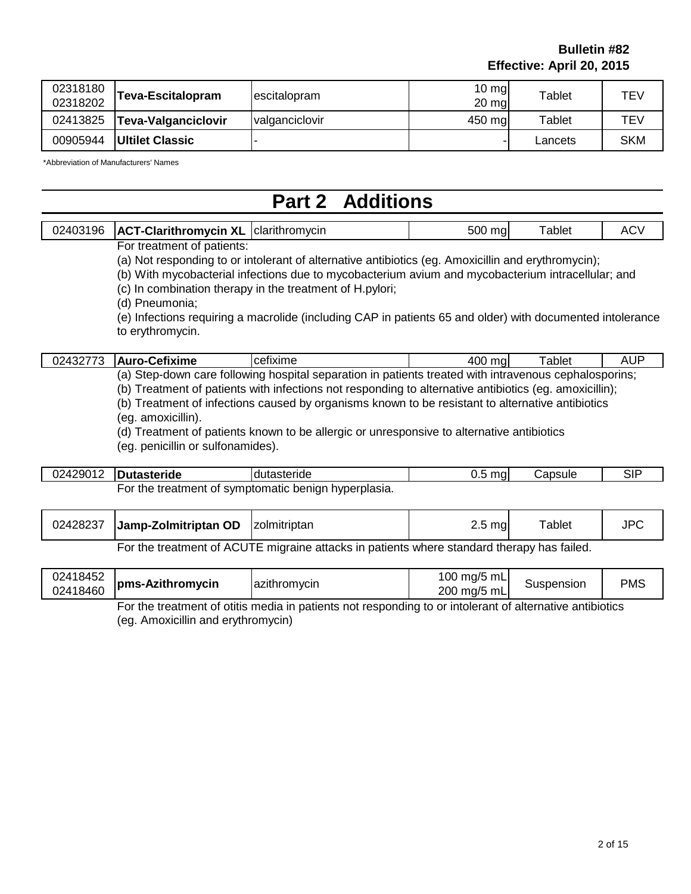| | | | | | |
|---|---|---|---|---|---|
| 02318180<br>02318202 | **Teva-Escitalopram** | escitalopram | 10 mg<br>20 mg | Tablet | TEV |
| 02413825 | **Teva-Valganciclovir** | valganciclovir | 450 mg | Tablet | TEV |
| 00905944 | **Ultilet Classic** | - | - | Lancets | SKM |

\*Abbreviation of Manufacturers' Names

# Part 2 Additions

| | | | | | |
|---|---|---|---|---|---|
| 02403196 | **ACT-Clarithromycin XL** | clarithromycin | 500 mg | Tablet | ACV |

For treatment of patients:

(a) Not responding to or intolerant of alternative antibiotics (eg. Amoxicillin and erythromycin);

(b) With mycobacterial infections due to mycobacterium avium and mycobacterium intracellular; and

(c) In combination therapy in the treatment of H.pylori;

(d) Pneumonia;

(e) Infections requiring a macrolide (including CAP in patients 65 and older) with documented intolerance to erythromycin.

| | | | | | |
|---|---|---|---|---|---|
| 02432773 | **Auro-Cefixime** | cefixime | 400 mg | Tablet | AUP |

(a) Step-down care following hospital separation in patients treated with intravenous cephalosporins;

(b) Treatment of patients with infections not responding to alternative antibiotics (eg. amoxicillin);

(b) Treatment of infections caused by organisms known to be resistant to alternative antibiotics (eg. amoxicillin).

(d) Treatment of patients known to be allergic or unresponsive to alternative antibiotics (eg. penicillin or sulfonamides).

| | | | | | |
|---|---|---|---|---|---|
| 02429012 | **Dutasteride** | dutasteride | 0.5 mg | Capsule | SIP |

For the treatment of symptomatic benign hyperplasia.

| | | | | | |
|---|---|---|---|---|---|
| 02428237 | **Jamp-Zolmitriptan OD** | zolmitriptan | 2.5 mg | Tablet | JPC |

For the treatment of ACUTE migraine attacks in patients where standard therapy has failed.

| | | | | | |
|---|---|---|---|---|---|
| 02418452<br>02418460 | **pms-Azithromycin** | azithromycin | 100 mg/5 mL<br>200 mg/5 mL | Suspension | PMS |

For the treatment of otitis media in patients not responding to or intolerant of alternative antibiotics (eg. Amoxicillin and erythromycin)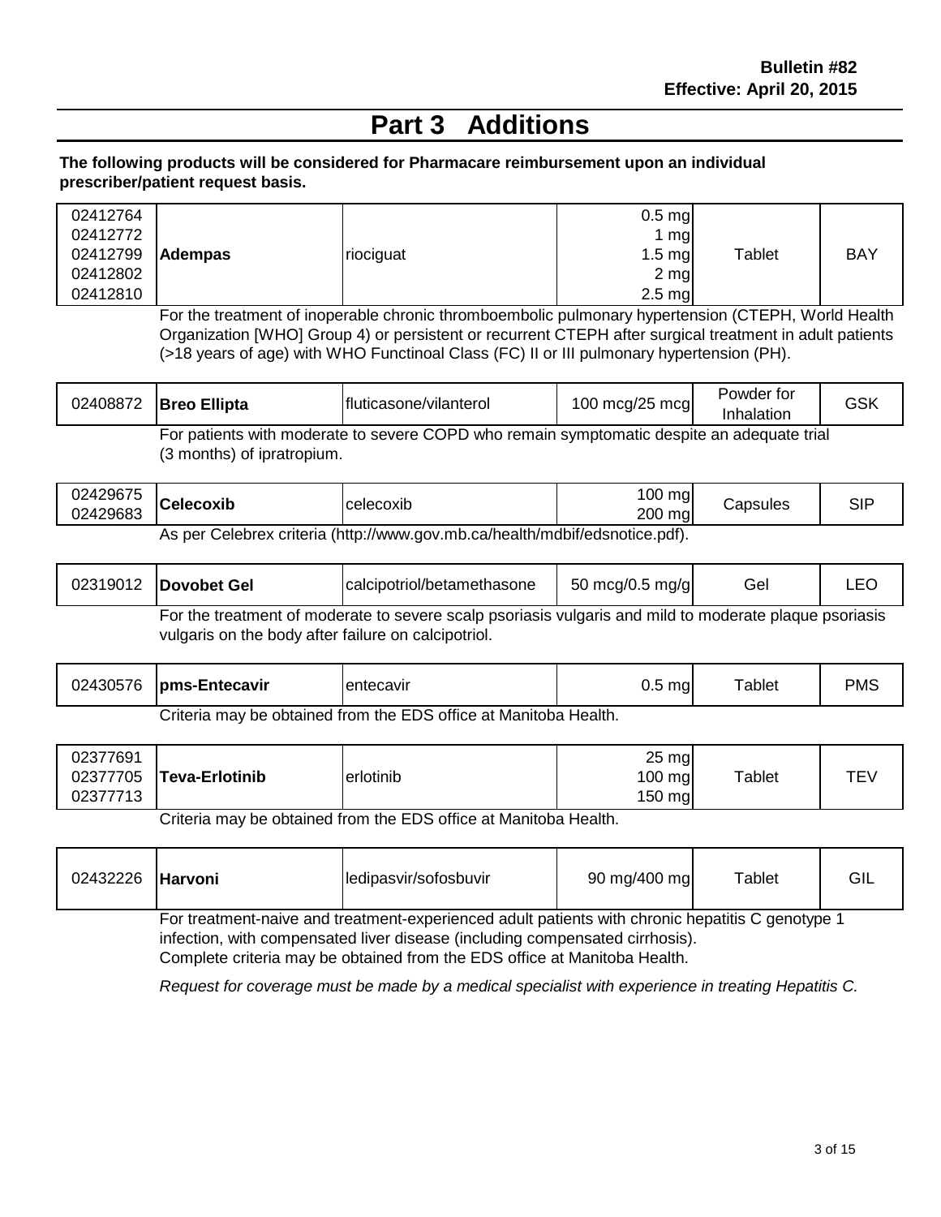**Bulletin #82**
**Effective: April 20, 2015**

# Part 3 Additions

**The following products will be considered for Pharmacare reimbursement upon an individual prescriber/patient request basis.**

| DIN | Brand | Generic | Strength | Form | Mfr |
|---|---|---|---|---|---|
| 02412764<br>02412772<br>02412799<br>02412802<br>02412810 | **Adempas** | riociguat | 0.5 mg<br>1 mg<br>1.5 mg<br>2 mg<br>2.5 mg | Tablet | BAY |

For the treatment of inoperable chronic thromboembolic pulmonary hypertension (CTEPH, World Health Organization [WHO] Group 4) or persistent or recurrent CTEPH after surgical treatment in adult patients (>18 years of age) with WHO Functinoal Class (FC) II or III pulmonary hypertension (PH).

| DIN | Brand | Generic | Strength | Form | Mfr |
|---|---|---|---|---|---|
| 02408872 | **Breo Ellipta** | fluticasone/vilanterol | 100 mcg/25 mcg | Powder for Inhalation | GSK |

For patients with moderate to severe COPD who remain symptomatic despite an adequate trial (3 months) of ipratropium.

| DIN | Brand | Generic | Strength | Form | Mfr |
|---|---|---|---|---|---|
| 02429675<br>02429683 | **Celecoxib** | celecoxib | 100 mg<br>200 mg | Capsules | SIP |

As per Celebrex criteria (http://www.gov.mb.ca/health/mdbif/edsnotice.pdf).

| DIN | Brand | Generic | Strength | Form | Mfr |
|---|---|---|---|---|---|
| 02319012 | **Dovobet Gel** | calcipotriol/betamethasone | 50 mcg/0.5 mg/g | Gel | LEO |

For the treatment of moderate to severe scalp psoriasis vulgaris and mild to moderate plaque psoriasis vulgaris on the body after failure on calcipotriol.

| DIN | Brand | Generic | Strength | Form | Mfr |
|---|---|---|---|---|---|
| 02430576 | **pms-Entecavir** | entecavir | 0.5 mg | Tablet | PMS |

Criteria may be obtained from the EDS office at Manitoba Health.

| DIN | Brand | Generic | Strength | Form | Mfr |
|---|---|---|---|---|---|
| 02377691<br>02377705<br>02377713 | **Teva-Erlotinib** | erlotinib | 25 mg<br>100 mg<br>150 mg | Tablet | TEV |

Criteria may be obtained from the EDS office at Manitoba Health.

| DIN | Brand | Generic | Strength | Form | Mfr |
|---|---|---|---|---|---|
| 02432226 | **Harvoni** | ledipasvir/sofosbuvir | 90 mg/400 mg | Tablet | GIL |

For treatment-naive and treatment-experienced adult patients with chronic hepatitis C genotype 1 infection, with compensated liver disease (including compensated cirrhosis).
Complete criteria may be obtained from the EDS office at Manitoba Health.

*Request for coverage must be made by a medical specialist with experience in treating Hepatitis C.*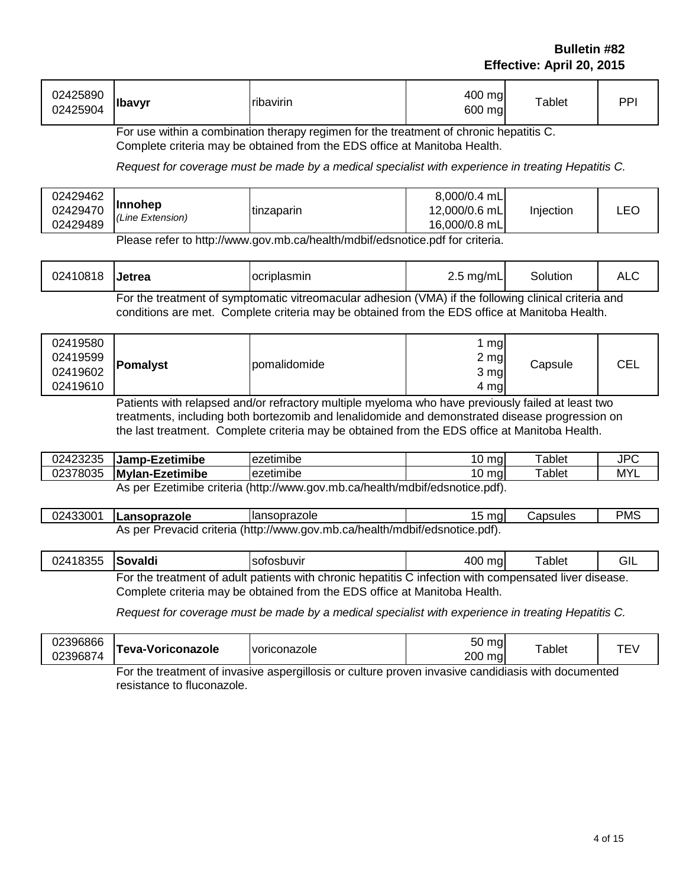| DIN | Brand | Generic | Strength | Form | Mfr |
|---|---|---|---|---|---|
| 02425890<br>02425904 | **Ibavyr** | ribavirin | 400 mg<br>600 mg | Tablet | PPI |

For use within a combination therapy regimen for the treatment of chronic hepatitis C. Complete criteria may be obtained from the EDS office at Manitoba Health.

*Request for coverage must be made by a medical specialist with experience in treating Hepatitis C.*

| DIN | Brand | Generic | Strength | Form | Mfr |
|---|---|---|---|---|---|
| 02429462<br>02429470<br>02429489 | **Innohep**<br>*(Line Extension)* | tinzaparin | 8,000/0.4 mL<br>12,000/0.6 mL<br>16,000/0.8 mL | Injection | LEO |

Please refer to http://www.gov.mb.ca/health/mdbif/edsnotice.pdf for criteria.

| DIN | Brand | Generic | Strength | Form | Mfr |
|---|---|---|---|---|---|
| 02410818 | **Jetrea** | ocriplasmin | 2.5 mg/mL | Solution | ALC |

For the treatment of symptomatic vitreomacular adhesion (VMA) if the following clinical criteria and conditions are met. Complete criteria may be obtained from the EDS office at Manitoba Health.

| DIN | Brand | Generic | Strength | Form | Mfr |
|---|---|---|---|---|---|
| 02419580<br>02419599<br>02419602<br>02419610 | **Pomalyst** | pomalidomide | 1 mg<br>2 mg<br>3 mg<br>4 mg | Capsule | CEL |

Patients with relapsed and/or refractory multiple myeloma who have previously failed at least two treatments, including both bortezomib and lenalidomide and demonstrated disease progression on the last treatment. Complete criteria may be obtained from the EDS office at Manitoba Health.

| DIN | Brand | Generic | Strength | Form | Mfr |
|---|---|---|---|---|---|
| 02423235 | **Jamp-Ezetimibe** | ezetimibe | 10 mg | Tablet | JPC |
| 02378035 | **Mylan-Ezetimibe** | ezetimibe | 10 mg | Tablet | MYL |

As per Ezetimibe criteria (http://www.gov.mb.ca/health/mdbif/edsnotice.pdf).

| DIN | Brand | Generic | Strength | Form | Mfr |
|---|---|---|---|---|---|
| 02433001 | **Lansoprazole** | lansoprazole | 15 mg | Capsules | PMS |

As per Prevacid criteria (http://www.gov.mb.ca/health/mdbif/edsnotice.pdf).

| DIN | Brand | Generic | Strength | Form | Mfr |
|---|---|---|---|---|---|
| 02418355 | **Sovaldi** | sofosbuvir | 400 mg | Tablet | GIL |

For the treatment of adult patients with chronic hepatitis C infection with compensated liver disease. Complete criteria may be obtained from the EDS office at Manitoba Health.

*Request for coverage must be made by a medical specialist with experience in treating Hepatitis C.*

| DIN | Brand | Generic | Strength | Form | Mfr |
|---|---|---|---|---|---|
| 02396866<br>02396874 | **Teva-Voriconazole** | voriconazole | 50 mg<br>200 mg | Tablet | TEV |

For the treatment of invasive aspergillosis or culture proven invasive candidiasis with documented resistance to fluconazole.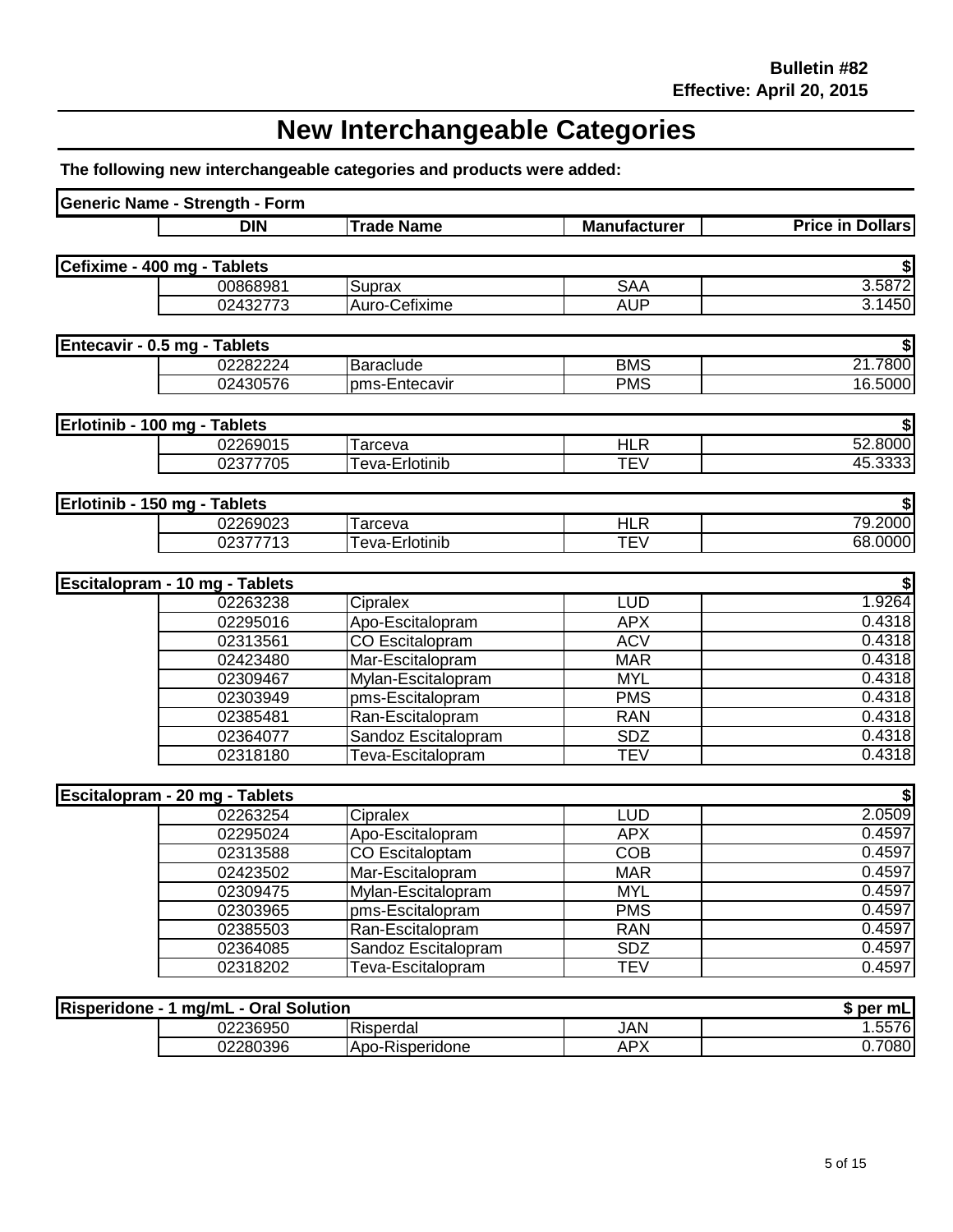**Bulletin #82**
**Effective: April 20, 2015**

# New Interchangeable Categories

**The following new interchangeable categories and products were added:**

| Generic Name - Strength - Form | | | | |
|---|---|---|---|---|
| | **DIN** | **Trade Name** | **Manufacturer** | **Price in Dollars** |
| **Cefixime - 400 mg - Tablets** | | | | **$** |
| | 00868981 | Suprax | SAA | 3.5872 |
| | 02432773 | Auro-Cefixime | AUP | 3.1450 |
| **Entecavir - 0.5 mg - Tablets** | | | | **$** |
| | 02282224 | Baraclude | BMS | 21.7800 |
| | 02430576 | pms-Entecavir | PMS | 16.5000 |
| **Erlotinib - 100 mg - Tablets** | | | | **$** |
| | 02269015 | Tarceva | HLR | 52.8000 |
| | 02377705 | Teva-Erlotinib | TEV | 45.3333 |
| **Erlotinib - 150 mg - Tablets** | | | | **$** |
| | 02269023 | Tarceva | HLR | 79.2000 |
| | 02377713 | Teva-Erlotinib | TEV | 68.0000 |
| **Escitalopram - 10 mg - Tablets** | | | | **$** |
| | 02263238 | Cipralex | LUD | 1.9264 |
| | 02295016 | Apo-Escitalopram | APX | 0.4318 |
| | 02313561 | CO Escitalopram | ACV | 0.4318 |
| | 02423480 | Mar-Escitalopram | MAR | 0.4318 |
| | 02309467 | Mylan-Escitalopram | MYL | 0.4318 |
| | 02303949 | pms-Escitalopram | PMS | 0.4318 |
| | 02385481 | Ran-Escitalopram | RAN | 0.4318 |
| | 02364077 | Sandoz Escitalopram | SDZ | 0.4318 |
| | 02318180 | Teva-Escitalopram | TEV | 0.4318 |
| **Escitalopram - 20 mg - Tablets** | | | | **$** |
| | 02263254 | Cipralex | LUD | 2.0509 |
| | 02295024 | Apo-Escitalopram | APX | 0.4597 |
| | 02313588 | CO Escitaloptam | COB | 0.4597 |
| | 02423502 | Mar-Escitalopram | MAR | 0.4597 |
| | 02309475 | Mylan-Escitalopram | MYL | 0.4597 |
| | 02303965 | pms-Escitalopram | PMS | 0.4597 |
| | 02385503 | Ran-Escitalopram | RAN | 0.4597 |
| | 02364085 | Sandoz Escitalopram | SDZ | 0.4597 |
| | 02318202 | Teva-Escitalopram | TEV | 0.4597 |
| **Risperidone - 1 mg/mL - Oral Solution** | | | | **$ per mL** |
| | 02236950 | Risperdal | JAN | 1.5576 |
| | 02280396 | Apo-Risperidone | APX | 0.7080 |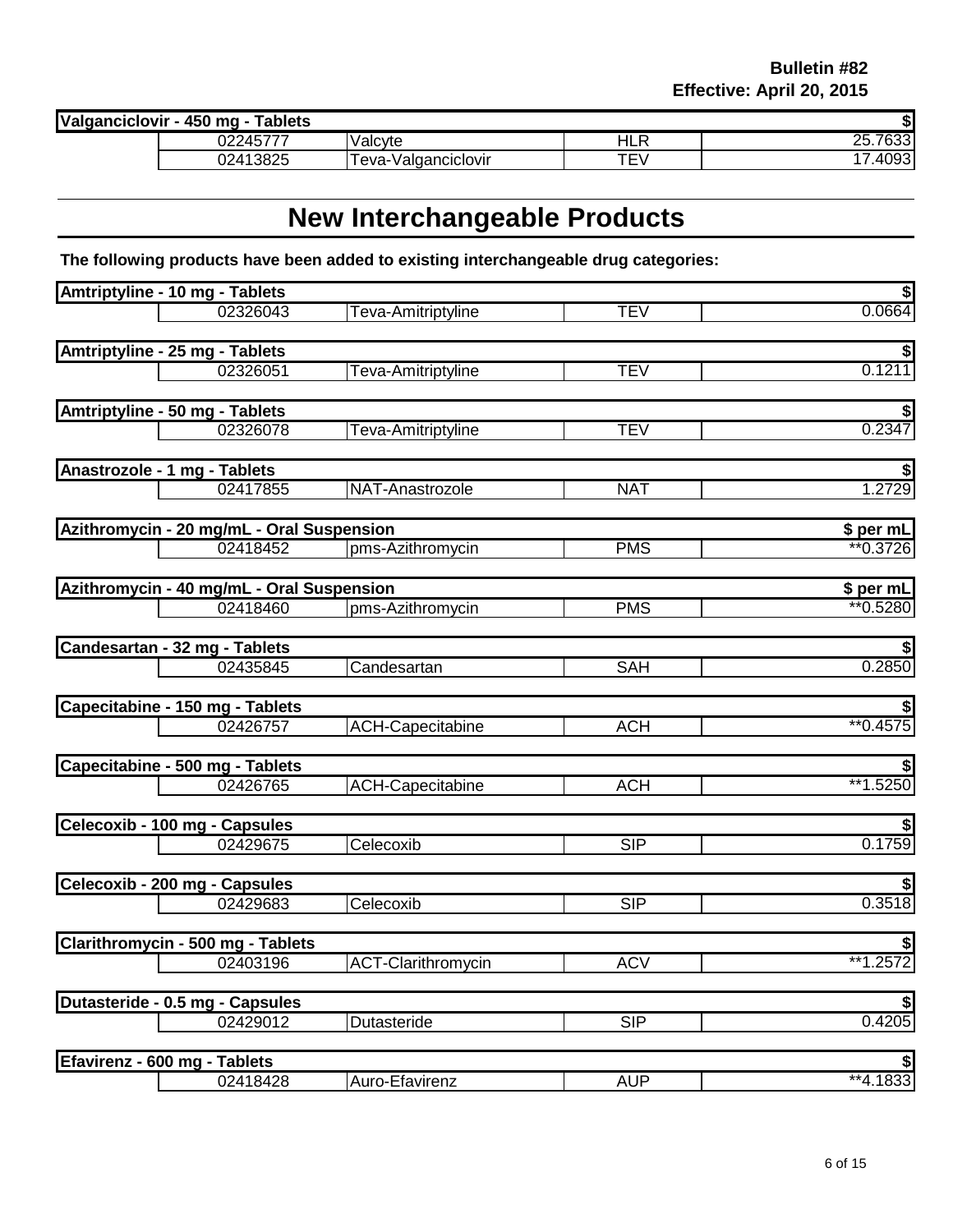| Valganciclovir - 450 mg - Tablets | | | | $ |
|---|---|---|---|---|
| | 02245777 | Valcyte | HLR | 25.7633 |
| | 02413825 | Teva-Valganciclovir | TEV | 17.4093 |

# New Interchangeable Products

**The following products have been added to existing interchangeable drug categories:**

| Amtriptyline - 10 mg - Tablets | | | | $ |
|---|---|---|---|---|
| | 02326043 | Teva-Amitriptyline | TEV | 0.0664 |

| Amtriptyline - 25 mg - Tablets | | | | $ |
|---|---|---|---|---|
| | 02326051 | Teva-Amitriptyline | TEV | 0.1211 |

| Amtriptyline - 50 mg - Tablets | | | | $ |
|---|---|---|---|---|
| | 02326078 | Teva-Amitriptyline | TEV | 0.2347 |

| Anastrozole - 1 mg - Tablets | | | | $ |
|---|---|---|---|---|
| | 02417855 | NAT-Anastrozole | NAT | 1.2729 |

| Azithromycin - 20 mg/mL - Oral Suspension | | | | $ per mL |
|---|---|---|---|---|
| | 02418452 | pms-Azithromycin | PMS | **0.3726 |

| Azithromycin - 40 mg/mL - Oral Suspension | | | | $ per mL |
|---|---|---|---|---|
| | 02418460 | pms-Azithromycin | PMS | **0.5280 |

| Candesartan - 32 mg - Tablets | | | | $ |
|---|---|---|---|---|
| | 02435845 | Candesartan | SAH | 0.2850 |

| Capecitabine - 150 mg - Tablets | | | | $ |
|---|---|---|---|---|
| | 02426757 | ACH-Capecitabine | ACH | **0.4575 |

| Capecitabine - 500 mg - Tablets | | | | $ |
|---|---|---|---|---|
| | 02426765 | ACH-Capecitabine | ACH | **1.5250 |

| Celecoxib - 100 mg - Capsules | | | | $ |
|---|---|---|---|---|
| | 02429675 | Celecoxib | SIP | 0.1759 |

| Celecoxib - 200 mg - Capsules | | | | $ |
|---|---|---|---|---|
| | 02429683 | Celecoxib | SIP | 0.3518 |

| Clarithromycin - 500 mg - Tablets | | | | $ |
|---|---|---|---|---|
| | 02403196 | ACT-Clarithromycin | ACV | **1.2572 |

| Dutasteride - 0.5 mg - Capsules | | | | $ |
|---|---|---|---|---|
| | 02429012 | Dutasteride | SIP | 0.4205 |

| Efavirenz - 600 mg - Tablets | | | | $ |
|---|---|---|---|---|
| | 02418428 | Auro-Efavirenz | AUP | **4.1833 |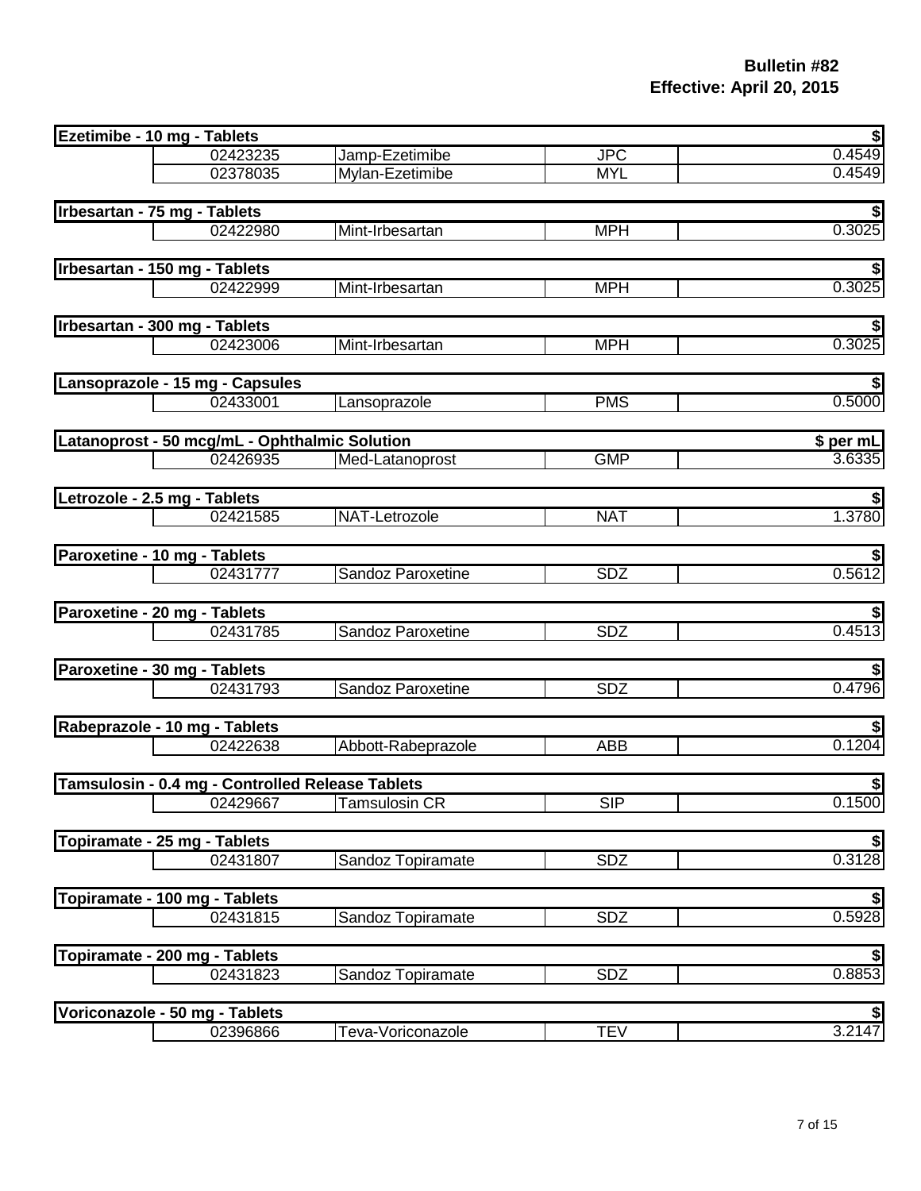**Bulletin #82**
**Effective: April 20, 2015**

| Ezetimibe - 10 mg - Tablets | | | | $ |
|---|---|---|---|---|
| | 02423235 | Jamp-Ezetimibe | JPC | 0.4549 |
| | 02378035 | Mylan-Ezetimibe | MYL | 0.4549 |

| Irbesartan - 75 mg - Tablets | | | | $ |
|---|---|---|---|---|
| | 02422980 | Mint-Irbesartan | MPH | 0.3025 |

| Irbesartan - 150 mg - Tablets | | | | $ |
|---|---|---|---|---|
| | 02422999 | Mint-Irbesartan | MPH | 0.3025 |

| Irbesartan - 300 mg - Tablets | | | | $ |
|---|---|---|---|---|
| | 02423006 | Mint-Irbesartan | MPH | 0.3025 |

| Lansoprazole - 15 mg - Capsules | | | | $ |
|---|---|---|---|---|
| | 02433001 | Lansoprazole | PMS | 0.5000 |

| Latanoprost - 50 mcg/mL - Ophthalmic Solution | | | | $ per mL |
|---|---|---|---|---|
| | 02426935 | Med-Latanoprost | GMP | 3.6335 |

| Letrozole - 2.5 mg - Tablets | | | | $ |
|---|---|---|---|---|
| | 02421585 | NAT-Letrozole | NAT | 1.3780 |

| Paroxetine - 10 mg - Tablets | | | | $ |
|---|---|---|---|---|
| | 02431777 | Sandoz Paroxetine | SDZ | 0.5612 |

| Paroxetine - 20 mg - Tablets | | | | $ |
|---|---|---|---|---|
| | 02431785 | Sandoz Paroxetine | SDZ | 0.4513 |

| Paroxetine - 30 mg - Tablets | | | | $ |
|---|---|---|---|---|
| | 02431793 | Sandoz Paroxetine | SDZ | 0.4796 |

| Rabeprazole - 10 mg - Tablets | | | | $ |
|---|---|---|---|---|
| | 02422638 | Abbott-Rabeprazole | ABB | 0.1204 |

| Tamsulosin - 0.4 mg - Controlled Release Tablets | | | | $ |
|---|---|---|---|---|
| | 02429667 | Tamsulosin CR | SIP | 0.1500 |

| Topiramate - 25 mg - Tablets | | | | $ |
|---|---|---|---|---|
| | 02431807 | Sandoz Topiramate | SDZ | 0.3128 |

| Topiramate - 100 mg - Tablets | | | | $ |
|---|---|---|---|---|
| | 02431815 | Sandoz Topiramate | SDZ | 0.5928 |

| Topiramate - 200 mg - Tablets | | | | $ |
|---|---|---|---|---|
| | 02431823 | Sandoz Topiramate | SDZ | 0.8853 |

| Voriconazole - 50 mg - Tablets | | | | $ |
|---|---|---|---|---|
| | 02396866 | Teva-Voriconazole | TEV | 3.2147 |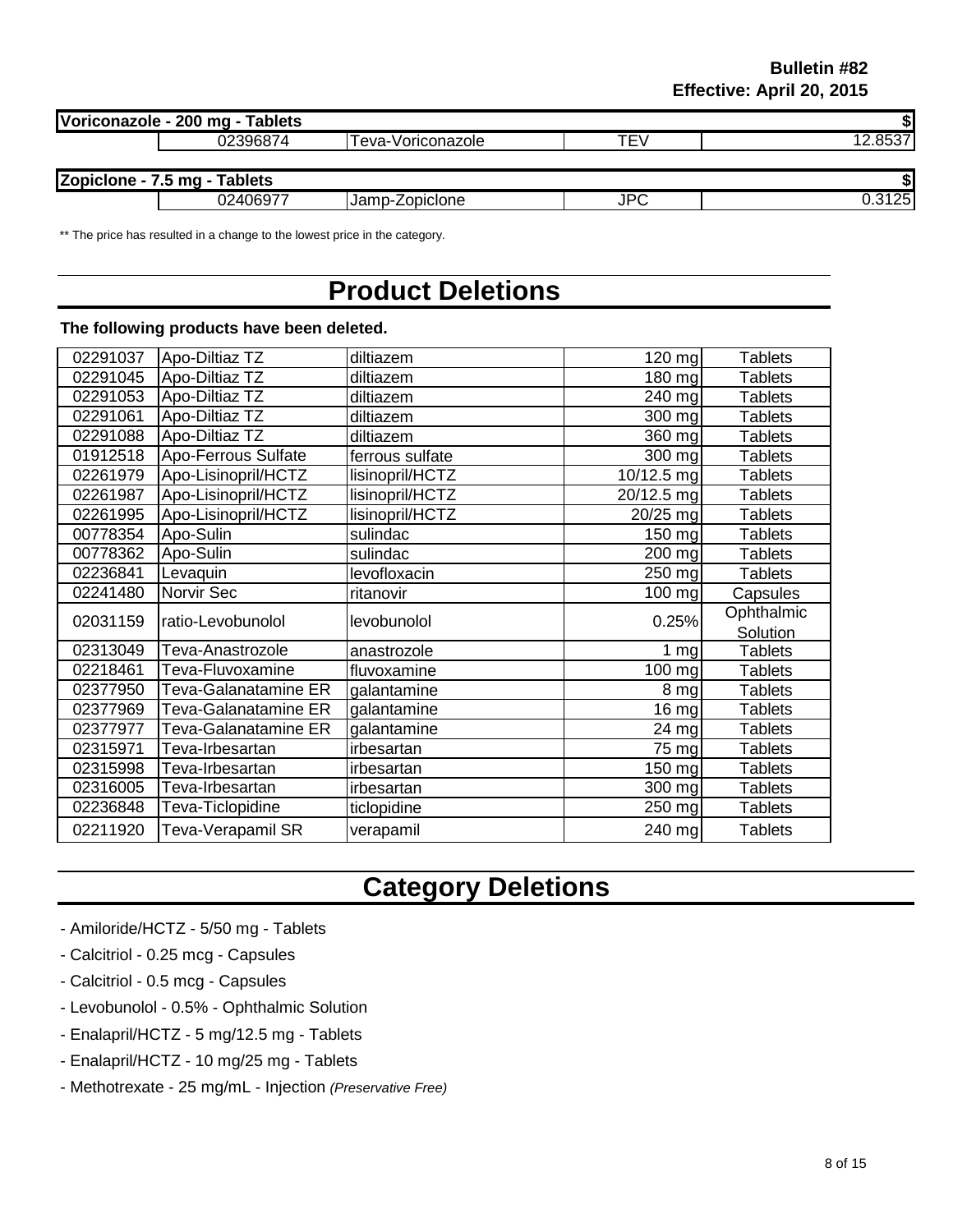**Bulletin #82**
**Effective: April 20, 2015**

| **Voriconazole - 200 mg - Tablets** | | | | **$** |
|---|---|---|---|---|
| | 02396874 | Teva-Voriconazole | TEV | 12.8537 |

| **Zopiclone - 7.5 mg - Tablets** | | | | **$** |
|---|---|---|---|---|
| | 02406977 | Jamp-Zopiclone | JPC | 0.3125 |

** The price has resulted in a change to the lowest price in the category.

# Product Deletions

**The following products have been deleted.**

| | | | | |
|---|---|---|---|---|
| 02291037 | Apo-Diltiaz TZ | diltiazem | 120 mg | Tablets |
| 02291045 | Apo-Diltiaz TZ | diltiazem | 180 mg | Tablets |
| 02291053 | Apo-Diltiaz TZ | diltiazem | 240 mg | Tablets |
| 02291061 | Apo-Diltiaz TZ | diltiazem | 300 mg | Tablets |
| 02291088 | Apo-Diltiaz TZ | diltiazem | 360 mg | Tablets |
| 01912518 | Apo-Ferrous Sulfate | ferrous sulfate | 300 mg | Tablets |
| 02261979 | Apo-Lisinopril/HCTZ | lisinopril/HCTZ | 10/12.5 mg | Tablets |
| 02261987 | Apo-Lisinopril/HCTZ | lisinopril/HCTZ | 20/12.5 mg | Tablets |
| 02261995 | Apo-Lisinopril/HCTZ | lisinopril/HCTZ | 20/25 mg | Tablets |
| 00778354 | Apo-Sulin | sulindac | 150 mg | Tablets |
| 00778362 | Apo-Sulin | sulindac | 200 mg | Tablets |
| 02236841 | Levaquin | levofloxacin | 250 mg | Tablets |
| 02241480 | Norvir Sec | ritanovir | 100 mg | Capsules |
| 02031159 | ratio-Levobunolol | levobunolol | 0.25% | Ophthalmic Solution |
| 02313049 | Teva-Anastrozole | anastrozole | 1 mg | Tablets |
| 02218461 | Teva-Fluvoxamine | fluvoxamine | 100 mg | Tablets |
| 02377950 | Teva-Galanatamine ER | galantamine | 8 mg | Tablets |
| 02377969 | Teva-Galanatamine ER | galantamine | 16 mg | Tablets |
| 02377977 | Teva-Galanatamine ER | galantamine | 24 mg | Tablets |
| 02315971 | Teva-Irbesartan | irbesartan | 75 mg | Tablets |
| 02315998 | Teva-Irbesartan | irbesartan | 150 mg | Tablets |
| 02316005 | Teva-Irbesartan | irbesartan | 300 mg | Tablets |
| 02236848 | Teva-Ticlopidine | ticlopidine | 250 mg | Tablets |
| 02211920 | Teva-Verapamil SR | verapamil | 240 mg | Tablets |

# Category Deletions

- Amiloride/HCTZ - 5/50 mg - Tablets
- Calcitriol - 0.25 mcg - Capsules
- Calcitriol - 0.5 mcg - Capsules
- Levobunolol - 0.5% - Ophthalmic Solution
- Enalapril/HCTZ - 5 mg/12.5 mg - Tablets
- Enalapril/HCTZ - 10 mg/25 mg - Tablets
- Methotrexate - 25 mg/mL - Injection *(Preservative Free)*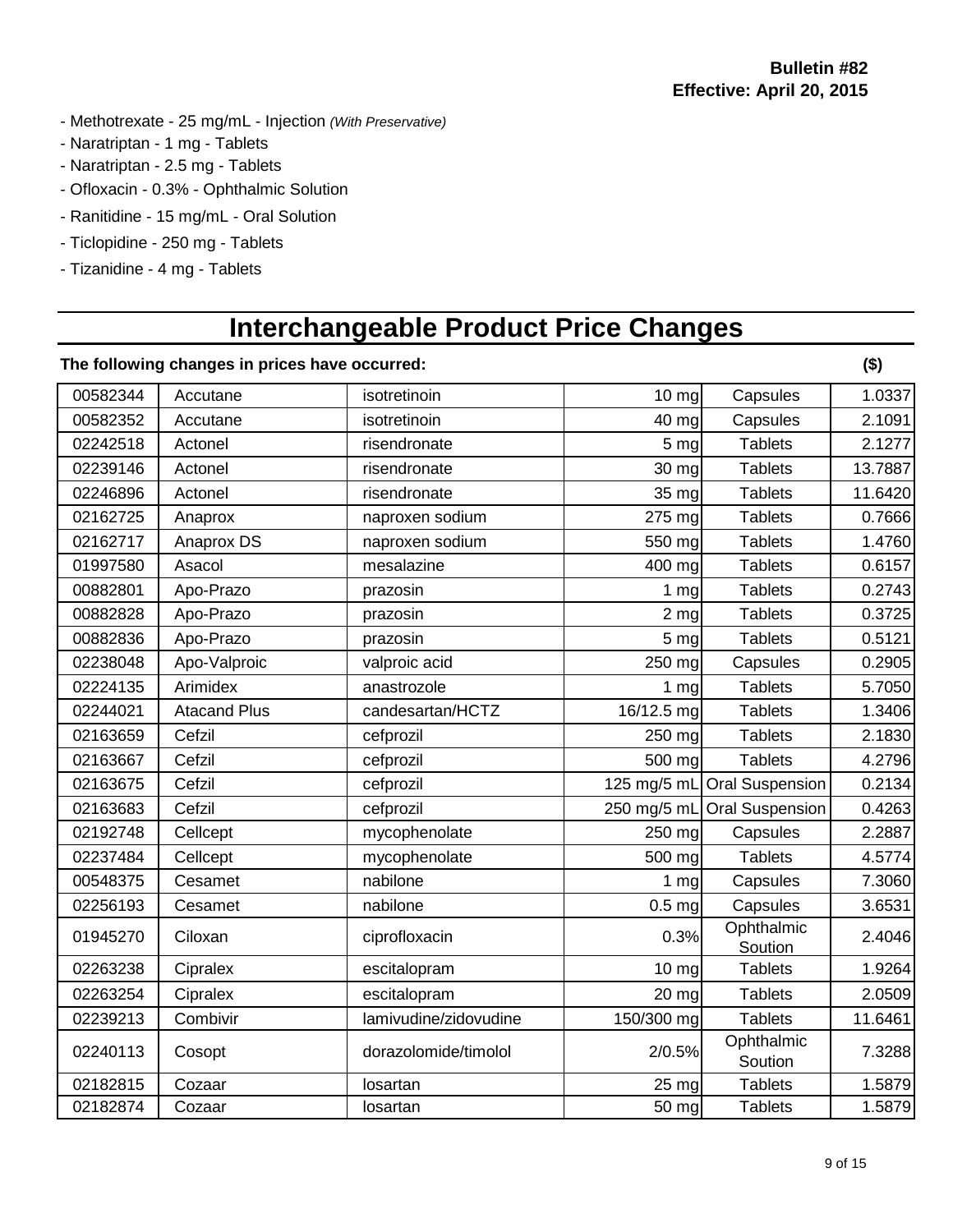- Methotrexate - 25 mg/mL - Injection *(With Preservative)*
- Naratriptan - 1 mg - Tablets
- Naratriptan - 2.5 mg - Tablets
- Ofloxacin - 0.3% - Ophthalmic Solution
- Ranitidine - 15 mg/mL - Oral Solution
- Ticlopidine - 250 mg - Tablets
- Tizanidine - 4 mg - Tablets

# Interchangeable Product Price Changes

**The following changes in prices have occurred:** **($)**

| | | | | | ($) |
|---|---|---|---|---|---|
| 00582344 | Accutane | isotretinoin | 10 mg | Capsules | 1.0337 |
| 00582352 | Accutane | isotretinoin | 40 mg | Capsules | 2.1091 |
| 02242518 | Actonel | risendronate | 5 mg | Tablets | 2.1277 |
| 02239146 | Actonel | risendronate | 30 mg | Tablets | 13.7887 |
| 02246896 | Actonel | risendronate | 35 mg | Tablets | 11.6420 |
| 02162725 | Anaprox | naproxen sodium | 275 mg | Tablets | 0.7666 |
| 02162717 | Anaprox DS | naproxen sodium | 550 mg | Tablets | 1.4760 |
| 01997580 | Asacol | mesalazine | 400 mg | Tablets | 0.6157 |
| 00882801 | Apo-Prazo | prazosin | 1 mg | Tablets | 0.2743 |
| 00882828 | Apo-Prazo | prazosin | 2 mg | Tablets | 0.3725 |
| 00882836 | Apo-Prazo | prazosin | 5 mg | Tablets | 0.5121 |
| 02238048 | Apo-Valproic | valproic acid | 250 mg | Capsules | 0.2905 |
| 02224135 | Arimidex | anastrozole | 1 mg | Tablets | 5.7050 |
| 02244021 | Atacand Plus | candesartan/HCTZ | 16/12.5 mg | Tablets | 1.3406 |
| 02163659 | Cefzil | cefprozil | 250 mg | Tablets | 2.1830 |
| 02163667 | Cefzil | cefprozil | 500 mg | Tablets | 4.2796 |
| 02163675 | Cefzil | cefprozil | 125 mg/5 mL | Oral Suspension | 0.2134 |
| 02163683 | Cefzil | cefprozil | 250 mg/5 mL | Oral Suspension | 0.4263 |
| 02192748 | Cellcept | mycophenolate | 250 mg | Capsules | 2.2887 |
| 02237484 | Cellcept | mycophenolate | 500 mg | Tablets | 4.5774 |
| 00548375 | Cesamet | nabilone | 1 mg | Capsules | 7.3060 |
| 02256193 | Cesamet | nabilone | 0.5 mg | Capsules | 3.6531 |
| 01945270 | Ciloxan | ciprofloxacin | 0.3% | Ophthalmic Soution | 2.4046 |
| 02263238 | Cipralex | escitalopram | 10 mg | Tablets | 1.9264 |
| 02263254 | Cipralex | escitalopram | 20 mg | Tablets | 2.0509 |
| 02239213 | Combivir | lamivudine/zidovudine | 150/300 mg | Tablets | 11.6461 |
| 02240113 | Cosopt | dorazolomide/timolol | 2/0.5% | Ophthalmic Soution | 7.3288 |
| 02182815 | Cozaar | losartan | 25 mg | Tablets | 1.5879 |
| 02182874 | Cozaar | losartan | 50 mg | Tablets | 1.5879 |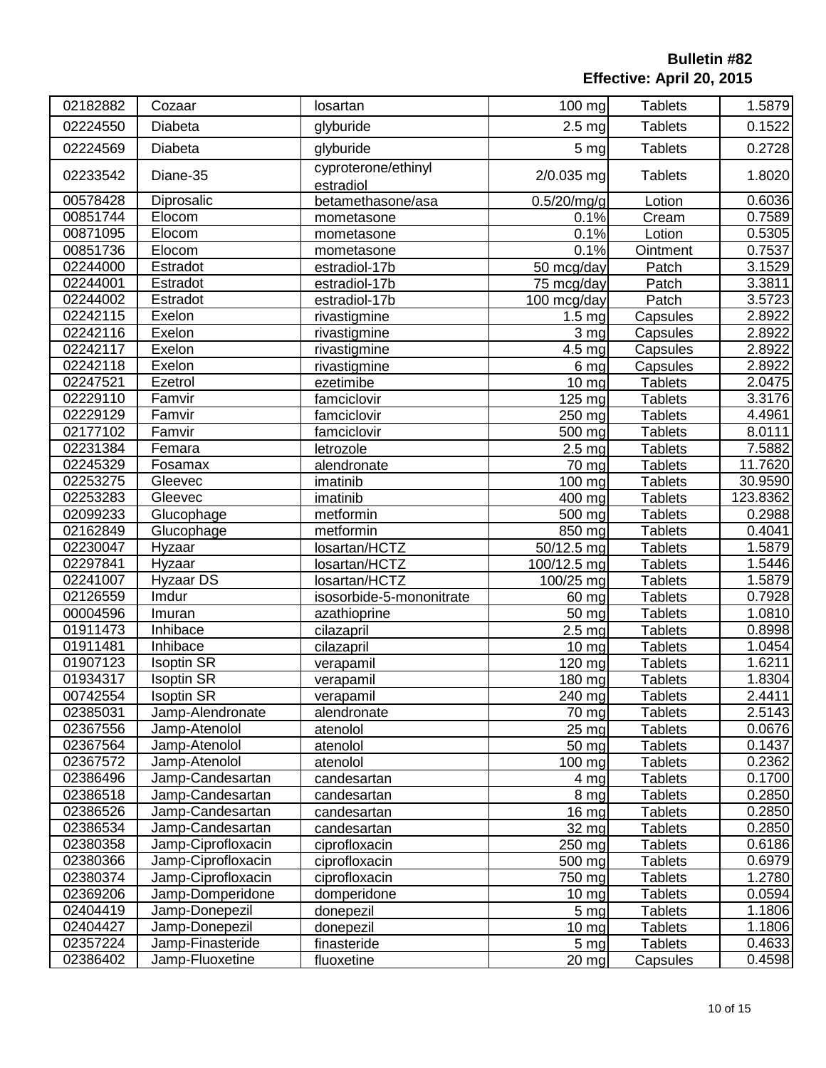**Bulletin #82**
**Effective: April 20, 2015**

| | | | | | |
|---|---|---|---|---|---|
| 02182882 | Cozaar | losartan | 100 mg | Tablets | 1.5879 |
| 02224550 | Diabeta | glyburide | 2.5 mg | Tablets | 0.1522 |
| 02224569 | Diabeta | glyburide | 5 mg | Tablets | 0.2728 |
| 02233542 | Diane-35 | cyproterone/ethinyl estradiol | 2/0.035 mg | Tablets | 1.8020 |
| 00578428 | Diprosalic | betamethasone/asa | 0.5/20/mg/g | Lotion | 0.6036 |
| 00851744 | Elocom | mometasone | 0.1% | Cream | 0.7589 |
| 00871095 | Elocom | mometasone | 0.1% | Lotion | 0.5305 |
| 00851736 | Elocom | mometasone | 0.1% | Ointment | 0.7537 |
| 02244000 | Estradot | estradiol-17b | 50 mcg/day | Patch | 3.1529 |
| 02244001 | Estradot | estradiol-17b | 75 mcg/day | Patch | 3.3811 |
| 02244002 | Estradot | estradiol-17b | 100 mcg/day | Patch | 3.5723 |
| 02242115 | Exelon | rivastigmine | 1.5 mg | Capsules | 2.8922 |
| 02242116 | Exelon | rivastigmine | 3 mg | Capsules | 2.8922 |
| 02242117 | Exelon | rivastigmine | 4.5 mg | Capsules | 2.8922 |
| 02242118 | Exelon | rivastigmine | 6 mg | Capsules | 2.8922 |
| 02247521 | Ezetrol | ezetimibe | 10 mg | Tablets | 2.0475 |
| 02229110 | Famvir | famciclovir | 125 mg | Tablets | 3.3176 |
| 02229129 | Famvir | famciclovir | 250 mg | Tablets | 4.4961 |
| 02177102 | Famvir | famciclovir | 500 mg | Tablets | 8.0111 |
| 02231384 | Femara | letrozole | 2.5 mg | Tablets | 7.5882 |
| 02245329 | Fosamax | alendronate | 70 mg | Tablets | 11.7620 |
| 02253275 | Gleevec | imatinib | 100 mg | Tablets | 30.9590 |
| 02253283 | Gleevec | imatinib | 400 mg | Tablets | 123.8362 |
| 02099233 | Glucophage | metformin | 500 mg | Tablets | 0.2988 |
| 02162849 | Glucophage | metformin | 850 mg | Tablets | 0.4041 |
| 02230047 | Hyzaar | losartan/HCTZ | 50/12.5 mg | Tablets | 1.5879 |
| 02297841 | Hyzaar | losartan/HCTZ | 100/12.5 mg | Tablets | 1.5446 |
| 02241007 | Hyzaar DS | losartan/HCTZ | 100/25 mg | Tablets | 1.5879 |
| 02126559 | Imdur | isosorbide-5-mononitrate | 60 mg | Tablets | 0.7928 |
| 00004596 | Imuran | azathioprine | 50 mg | Tablets | 1.0810 |
| 01911473 | Inhibace | cilazapril | 2.5 mg | Tablets | 0.8998 |
| 01911481 | Inhibace | cilazapril | 10 mg | Tablets | 1.0454 |
| 01907123 | Isoptin SR | verapamil | 120 mg | Tablets | 1.6211 |
| 01934317 | Isoptin SR | verapamil | 180 mg | Tablets | 1.8304 |
| 00742554 | Isoptin SR | verapamil | 240 mg | Tablets | 2.4411 |
| 02385031 | Jamp-Alendronate | alendronate | 70 mg | Tablets | 2.5143 |
| 02367556 | Jamp-Atenolol | atenolol | 25 mg | Tablets | 0.0676 |
| 02367564 | Jamp-Atenolol | atenolol | 50 mg | Tablets | 0.1437 |
| 02367572 | Jamp-Atenolol | atenolol | 100 mg | Tablets | 0.2362 |
| 02386496 | Jamp-Candesartan | candesartan | 4 mg | Tablets | 0.1700 |
| 02386518 | Jamp-Candesartan | candesartan | 8 mg | Tablets | 0.2850 |
| 02386526 | Jamp-Candesartan | candesartan | 16 mg | Tablets | 0.2850 |
| 02386534 | Jamp-Candesartan | candesartan | 32 mg | Tablets | 0.2850 |
| 02380358 | Jamp-Ciprofloxacin | ciprofloxacin | 250 mg | Tablets | 0.6186 |
| 02380366 | Jamp-Ciprofloxacin | ciprofloxacin | 500 mg | Tablets | 0.6979 |
| 02380374 | Jamp-Ciprofloxacin | ciprofloxacin | 750 mg | Tablets | 1.2780 |
| 02369206 | Jamp-Domperidone | domperidone | 10 mg | Tablets | 0.0594 |
| 02404419 | Jamp-Donepezil | donepezil | 5 mg | Tablets | 1.1806 |
| 02404427 | Jamp-Donepezil | donepezil | 10 mg | Tablets | 1.1806 |
| 02357224 | Jamp-Finasteride | finasteride | 5 mg | Tablets | 0.4633 |
| 02386402 | Jamp-Fluoxetine | fluoxetine | 20 mg | Capsules | 0.4598 |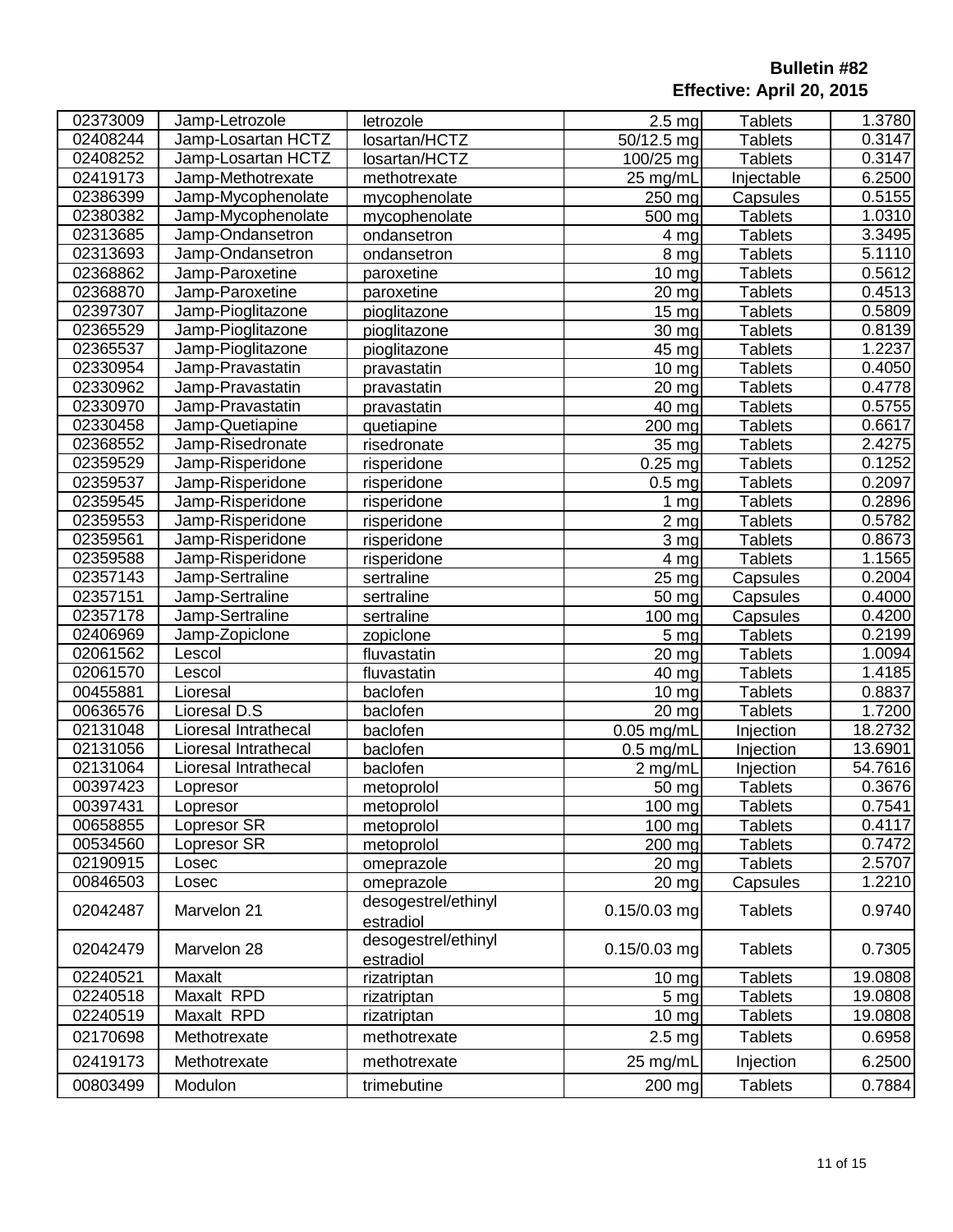**Bulletin #82**
**Effective: April 20, 2015**

| | | | | | |
|---|---|---|---|---|---|
| 02373009 | Jamp-Letrozole | letrozole | 2.5 mg | Tablets | 1.3780 |
| 02408244 | Jamp-Losartan HCTZ | losartan/HCTZ | 50/12.5 mg | Tablets | 0.3147 |
| 02408252 | Jamp-Losartan HCTZ | losartan/HCTZ | 100/25 mg | Tablets | 0.3147 |
| 02419173 | Jamp-Methotrexate | methotrexate | 25 mg/mL | Injectable | 6.2500 |
| 02386399 | Jamp-Mycophenolate | mycophenolate | 250 mg | Capsules | 0.5155 |
| 02380382 | Jamp-Mycophenolate | mycophenolate | 500 mg | Tablets | 1.0310 |
| 02313685 | Jamp-Ondansetron | ondansetron | 4 mg | Tablets | 3.3495 |
| 02313693 | Jamp-Ondansetron | ondansetron | 8 mg | Tablets | 5.1110 |
| 02368862 | Jamp-Paroxetine | paroxetine | 10 mg | Tablets | 0.5612 |
| 02368870 | Jamp-Paroxetine | paroxetine | 20 mg | Tablets | 0.4513 |
| 02397307 | Jamp-Pioglitazone | pioglitazone | 15 mg | Tablets | 0.5809 |
| 02365529 | Jamp-Pioglitazone | pioglitazone | 30 mg | Tablets | 0.8139 |
| 02365537 | Jamp-Pioglitazone | pioglitazone | 45 mg | Tablets | 1.2237 |
| 02330954 | Jamp-Pravastatin | pravastatin | 10 mg | Tablets | 0.4050 |
| 02330962 | Jamp-Pravastatin | pravastatin | 20 mg | Tablets | 0.4778 |
| 02330970 | Jamp-Pravastatin | pravastatin | 40 mg | Tablets | 0.5755 |
| 02330458 | Jamp-Quetiapine | quetiapine | 200 mg | Tablets | 0.6617 |
| 02368552 | Jamp-Risedronate | risedronate | 35 mg | Tablets | 2.4275 |
| 02359529 | Jamp-Risperidone | risperidone | 0.25 mg | Tablets | 0.1252 |
| 02359537 | Jamp-Risperidone | risperidone | 0.5 mg | Tablets | 0.2097 |
| 02359545 | Jamp-Risperidone | risperidone | 1 mg | Tablets | 0.2896 |
| 02359553 | Jamp-Risperidone | risperidone | 2 mg | Tablets | 0.5782 |
| 02359561 | Jamp-Risperidone | risperidone | 3 mg | Tablets | 0.8673 |
| 02359588 | Jamp-Risperidone | risperidone | 4 mg | Tablets | 1.1565 |
| 02357143 | Jamp-Sertraline | sertraline | 25 mg | Capsules | 0.2004 |
| 02357151 | Jamp-Sertraline | sertraline | 50 mg | Capsules | 0.4000 |
| 02357178 | Jamp-Sertraline | sertraline | 100 mg | Capsules | 0.4200 |
| 02406969 | Jamp-Zopiclone | zopiclone | 5 mg | Tablets | 0.2199 |
| 02061562 | Lescol | fluvastatin | 20 mg | Tablets | 1.0094 |
| 02061570 | Lescol | fluvastatin | 40 mg | Tablets | 1.4185 |
| 00455881 | Lioresal | baclofen | 10 mg | Tablets | 0.8837 |
| 00636576 | Lioresal D.S | baclofen | 20 mg | Tablets | 1.7200 |
| 02131048 | Lioresal Intrathecal | baclofen | 0.05 mg/mL | Injection | 18.2732 |
| 02131056 | Lioresal Intrathecal | baclofen | 0.5 mg/mL | Injection | 13.6901 |
| 02131064 | Lioresal Intrathecal | baclofen | 2 mg/mL | Injection | 54.7616 |
| 00397423 | Lopresor | metoprolol | 50 mg | Tablets | 0.3676 |
| 00397431 | Lopresor | metoprolol | 100 mg | Tablets | 0.7541 |
| 00658855 | Lopresor SR | metoprolol | 100 mg | Tablets | 0.4117 |
| 00534560 | Lopresor SR | metoprolol | 200 mg | Tablets | 0.7472 |
| 02190915 | Losec | omeprazole | 20 mg | Tablets | 2.5707 |
| 00846503 | Losec | omeprazole | 20 mg | Capsules | 1.2210 |
| 02042487 | Marvelon 21 | desogestrel/ethinyl estradiol | 0.15/0.03 mg | Tablets | 0.9740 |
| 02042479 | Marvelon 28 | desogestrel/ethinyl estradiol | 0.15/0.03 mg | Tablets | 0.7305 |
| 02240521 | Maxalt | rizatriptan | 10 mg | Tablets | 19.0808 |
| 02240518 | Maxalt RPD | rizatriptan | 5 mg | Tablets | 19.0808 |
| 02240519 | Maxalt RPD | rizatriptan | 10 mg | Tablets | 19.0808 |
| 02170698 | Methotrexate | methotrexate | 2.5 mg | Tablets | 0.6958 |
| 02419173 | Methotrexate | methotrexate | 25 mg/mL | Injection | 6.2500 |
| 00803499 | Modulon | trimebutine | 200 mg | Tablets | 0.7884 |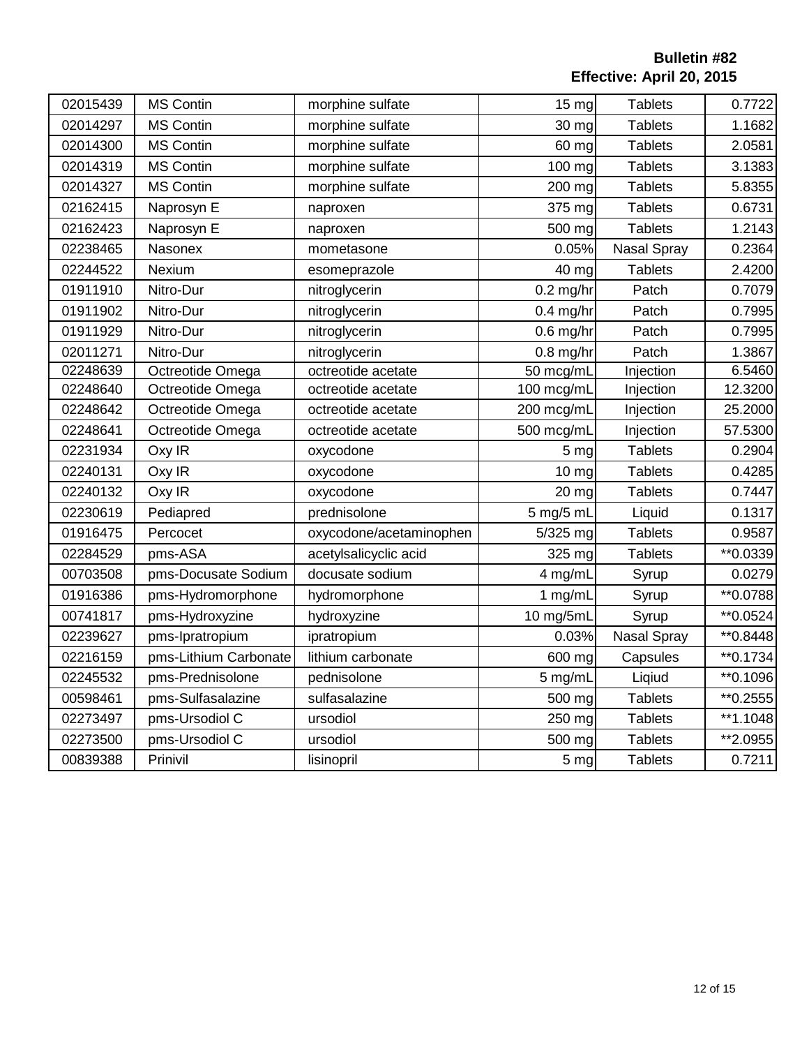**Bulletin #82**
**Effective: April 20, 2015**

| | | | | | |
|---|---|---|---|---|---|
| 02015439 | MS Contin | morphine sulfate | 15 mg | Tablets | 0.7722 |
| 02014297 | MS Contin | morphine sulfate | 30 mg | Tablets | 1.1682 |
| 02014300 | MS Contin | morphine sulfate | 60 mg | Tablets | 2.0581 |
| 02014319 | MS Contin | morphine sulfate | 100 mg | Tablets | 3.1383 |
| 02014327 | MS Contin | morphine sulfate | 200 mg | Tablets | 5.8355 |
| 02162415 | Naprosyn E | naproxen | 375 mg | Tablets | 0.6731 |
| 02162423 | Naprosyn E | naproxen | 500 mg | Tablets | 1.2143 |
| 02238465 | Nasonex | mometasone | 0.05% | Nasal Spray | 0.2364 |
| 02244522 | Nexium | esomeprazole | 40 mg | Tablets | 2.4200 |
| 01911910 | Nitro-Dur | nitroglycerin | 0.2 mg/hr | Patch | 0.7079 |
| 01911902 | Nitro-Dur | nitroglycerin | 0.4 mg/hr | Patch | 0.7995 |
| 01911929 | Nitro-Dur | nitroglycerin | 0.6 mg/hr | Patch | 0.7995 |
| 02011271 | Nitro-Dur | nitroglycerin | 0.8 mg/hr | Patch | 1.3867 |
| 02248639 | Octreotide Omega | octreotide acetate | 50 mcg/mL | Injection | 6.5460 |
| 02248640 | Octreotide Omega | octreotide acetate | 100 mcg/mL | Injection | 12.3200 |
| 02248642 | Octreotide Omega | octreotide acetate | 200 mcg/mL | Injection | 25.2000 |
| 02248641 | Octreotide Omega | octreotide acetate | 500 mcg/mL | Injection | 57.5300 |
| 02231934 | Oxy IR | oxycodone | 5 mg | Tablets | 0.2904 |
| 02240131 | Oxy IR | oxycodone | 10 mg | Tablets | 0.4285 |
| 02240132 | Oxy IR | oxycodone | 20 mg | Tablets | 0.7447 |
| 02230619 | Pediapred | prednisolone | 5 mg/5 mL | Liquid | 0.1317 |
| 01916475 | Percocet | oxycodone/acetaminophen | 5/325 mg | Tablets | 0.9587 |
| 02284529 | pms-ASA | acetylsalicyclic acid | 325 mg | Tablets | **0.0339 |
| 00703508 | pms-Docusate Sodium | docusate sodium | 4 mg/mL | Syrup | 0.0279 |
| 01916386 | pms-Hydromorphone | hydromorphone | 1 mg/mL | Syrup | **0.0788 |
| 00741817 | pms-Hydroxyzine | hydroxyzine | 10 mg/5mL | Syrup | **0.0524 |
| 02239627 | pms-Ipratropium | ipratropium | 0.03% | Nasal Spray | **0.8448 |
| 02216159 | pms-Lithium Carbonate | lithium carbonate | 600 mg | Capsules | **0.1734 |
| 02245532 | pms-Prednisolone | pednisolone | 5 mg/mL | Liqiud | **0.1096 |
| 00598461 | pms-Sulfasalazine | sulfasalazine | 500 mg | Tablets | **0.2555 |
| 02273497 | pms-Ursodiol C | ursodiol | 250 mg | Tablets | **1.1048 |
| 02273500 | pms-Ursodiol C | ursodiol | 500 mg | Tablets | **2.0955 |
| 00839388 | Prinivil | lisinopril | 5 mg | Tablets | 0.7211 |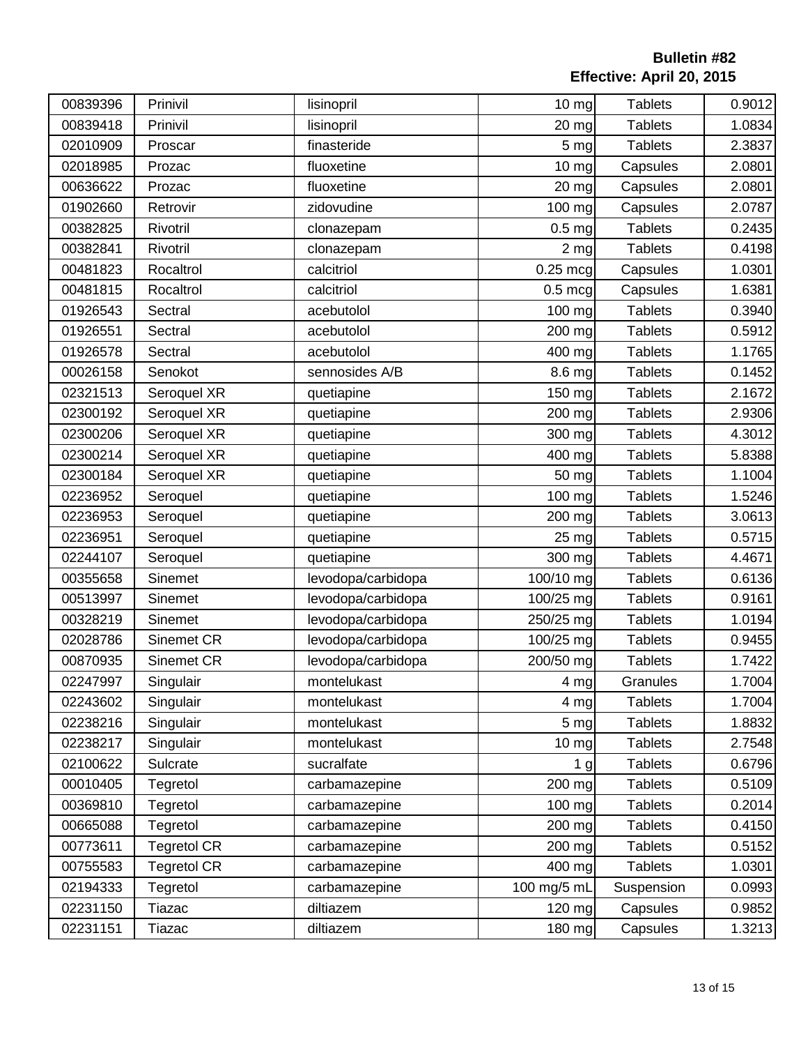**Bulletin #82**
**Effective: April 20, 2015**

| | | | | | |
|---|---|---|---|---|---|
| 00839396 | Prinivil | lisinopril | 10 mg | Tablets | 0.9012 |
| 00839418 | Prinivil | lisinopril | 20 mg | Tablets | 1.0834 |
| 02010909 | Proscar | finasteride | 5 mg | Tablets | 2.3837 |
| 02018985 | Prozac | fluoxetine | 10 mg | Capsules | 2.0801 |
| 00636622 | Prozac | fluoxetine | 20 mg | Capsules | 2.0801 |
| 01902660 | Retrovir | zidovudine | 100 mg | Capsules | 2.0787 |
| 00382825 | Rivotril | clonazepam | 0.5 mg | Tablets | 0.2435 |
| 00382841 | Rivotril | clonazepam | 2 mg | Tablets | 0.4198 |
| 00481823 | Rocaltrol | calcitriol | 0.25 mcg | Capsules | 1.0301 |
| 00481815 | Rocaltrol | calcitriol | 0.5 mcg | Capsules | 1.6381 |
| 01926543 | Sectral | acebutolol | 100 mg | Tablets | 0.3940 |
| 01926551 | Sectral | acebutolol | 200 mg | Tablets | 0.5912 |
| 01926578 | Sectral | acebutolol | 400 mg | Tablets | 1.1765 |
| 00026158 | Senokot | sennosides A/B | 8.6 mg | Tablets | 0.1452 |
| 02321513 | Seroquel XR | quetiapine | 150 mg | Tablets | 2.1672 |
| 02300192 | Seroquel XR | quetiapine | 200 mg | Tablets | 2.9306 |
| 02300206 | Seroquel XR | quetiapine | 300 mg | Tablets | 4.3012 |
| 02300214 | Seroquel XR | quetiapine | 400 mg | Tablets | 5.8388 |
| 02300184 | Seroquel XR | quetiapine | 50 mg | Tablets | 1.1004 |
| 02236952 | Seroquel | quetiapine | 100 mg | Tablets | 1.5246 |
| 02236953 | Seroquel | quetiapine | 200 mg | Tablets | 3.0613 |
| 02236951 | Seroquel | quetiapine | 25 mg | Tablets | 0.5715 |
| 02244107 | Seroquel | quetiapine | 300 mg | Tablets | 4.4671 |
| 00355658 | Sinemet | levodopa/carbidopa | 100/10 mg | Tablets | 0.6136 |
| 00513997 | Sinemet | levodopa/carbidopa | 100/25 mg | Tablets | 0.9161 |
| 00328219 | Sinemet | levodopa/carbidopa | 250/25 mg | Tablets | 1.0194 |
| 02028786 | Sinemet CR | levodopa/carbidopa | 100/25 mg | Tablets | 0.9455 |
| 00870935 | Sinemet CR | levodopa/carbidopa | 200/50 mg | Tablets | 1.7422 |
| 02247997 | Singulair | montelukast | 4 mg | Granules | 1.7004 |
| 02243602 | Singulair | montelukast | 4 mg | Tablets | 1.7004 |
| 02238216 | Singulair | montelukast | 5 mg | Tablets | 1.8832 |
| 02238217 | Singulair | montelukast | 10 mg | Tablets | 2.7548 |
| 02100622 | Sulcrate | sucralfate | 1 g | Tablets | 0.6796 |
| 00010405 | Tegretol | carbamazepine | 200 mg | Tablets | 0.5109 |
| 00369810 | Tegretol | carbamazepine | 100 mg | Tablets | 0.2014 |
| 00665088 | Tegretol | carbamazepine | 200 mg | Tablets | 0.4150 |
| 00773611 | Tegretol CR | carbamazepine | 200 mg | Tablets | 0.5152 |
| 00755583 | Tegretol CR | carbamazepine | 400 mg | Tablets | 1.0301 |
| 02194333 | Tegretol | carbamazepine | 100 mg/5 mL | Suspension | 0.0993 |
| 02231150 | Tiazac | diltiazem | 120 mg | Capsules | 0.9852 |
| 02231151 | Tiazac | diltiazem | 180 mg | Capsules | 1.3213 |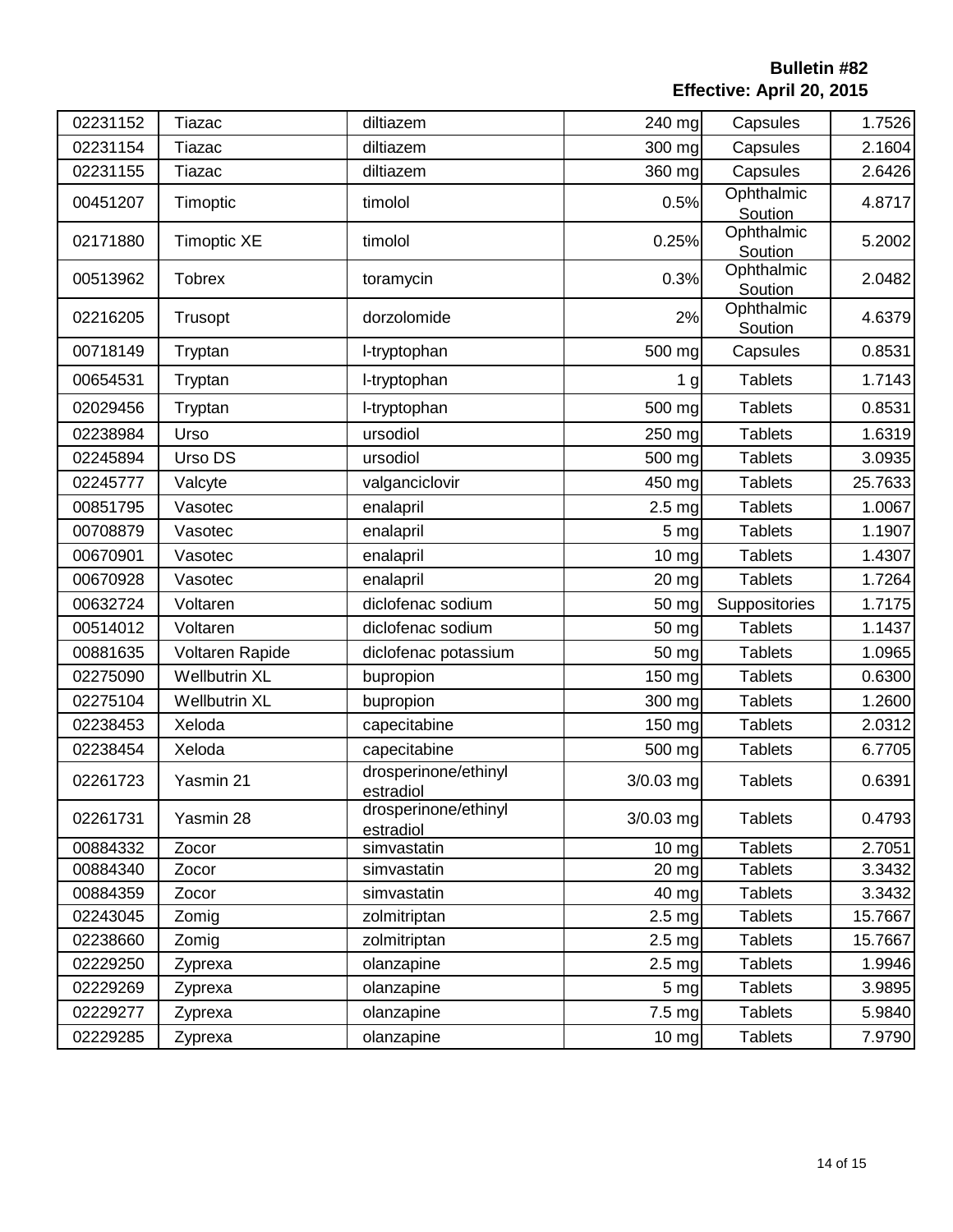**Bulletin #82**
**Effective: April 20, 2015**

| | | | | | |
|---|---|---|---|---|---|
| 02231152 | Tiazac | diltiazem | 240 mg | Capsules | 1.7526 |
| 02231154 | Tiazac | diltiazem | 300 mg | Capsules | 2.1604 |
| 02231155 | Tiazac | diltiazem | 360 mg | Capsules | 2.6426 |
| 00451207 | Timoptic | timolol | 0.5% | Ophthalmic Soution | 4.8717 |
| 02171880 | Timoptic XE | timolol | 0.25% | Ophthalmic Soution | 5.2002 |
| 00513962 | Tobrex | toramycin | 0.3% | Ophthalmic Soution | 2.0482 |
| 02216205 | Trusopt | dorzolomide | 2% | Ophthalmic Soution | 4.6379 |
| 00718149 | Tryptan | l-tryptophan | 500 mg | Capsules | 0.8531 |
| 00654531 | Tryptan | l-tryptophan | 1 g | Tablets | 1.7143 |
| 02029456 | Tryptan | l-tryptophan | 500 mg | Tablets | 0.8531 |
| 02238984 | Urso | ursodiol | 250 mg | Tablets | 1.6319 |
| 02245894 | Urso DS | ursodiol | 500 mg | Tablets | 3.0935 |
| 02245777 | Valcyte | valganciclovir | 450 mg | Tablets | 25.7633 |
| 00851795 | Vasotec | enalapril | 2.5 mg | Tablets | 1.0067 |
| 00708879 | Vasotec | enalapril | 5 mg | Tablets | 1.1907 |
| 00670901 | Vasotec | enalapril | 10 mg | Tablets | 1.4307 |
| 00670928 | Vasotec | enalapril | 20 mg | Tablets | 1.7264 |
| 00632724 | Voltaren | diclofenac sodium | 50 mg | Suppositories | 1.7175 |
| 00514012 | Voltaren | diclofenac sodium | 50 mg | Tablets | 1.1437 |
| 00881635 | Voltaren Rapide | diclofenac potassium | 50 mg | Tablets | 1.0965 |
| 02275090 | Wellbutrin XL | bupropion | 150 mg | Tablets | 0.6300 |
| 02275104 | Wellbutrin XL | bupropion | 300 mg | Tablets | 1.2600 |
| 02238453 | Xeloda | capecitabine | 150 mg | Tablets | 2.0312 |
| 02238454 | Xeloda | capecitabine | 500 mg | Tablets | 6.7705 |
| 02261723 | Yasmin 21 | drosperinone/ethinyl estradiol | 3/0.03 mg | Tablets | 0.6391 |
| 02261731 | Yasmin 28 | drosperinone/ethinyl estradiol | 3/0.03 mg | Tablets | 0.4793 |
| 00884332 | Zocor | simvastatin | 10 mg | Tablets | 2.7051 |
| 00884340 | Zocor | simvastatin | 20 mg | Tablets | 3.3432 |
| 00884359 | Zocor | simvastatin | 40 mg | Tablets | 3.3432 |
| 02243045 | Zomig | zolmitriptan | 2.5 mg | Tablets | 15.7667 |
| 02238660 | Zomig | zolmitriptan | 2.5 mg | Tablets | 15.7667 |
| 02229250 | Zyprexa | olanzapine | 2.5 mg | Tablets | 1.9946 |
| 02229269 | Zyprexa | olanzapine | 5 mg | Tablets | 3.9895 |
| 02229277 | Zyprexa | olanzapine | 7.5 mg | Tablets | 5.9840 |
| 02229285 | Zyprexa | olanzapine | 10 mg | Tablets | 7.9790 |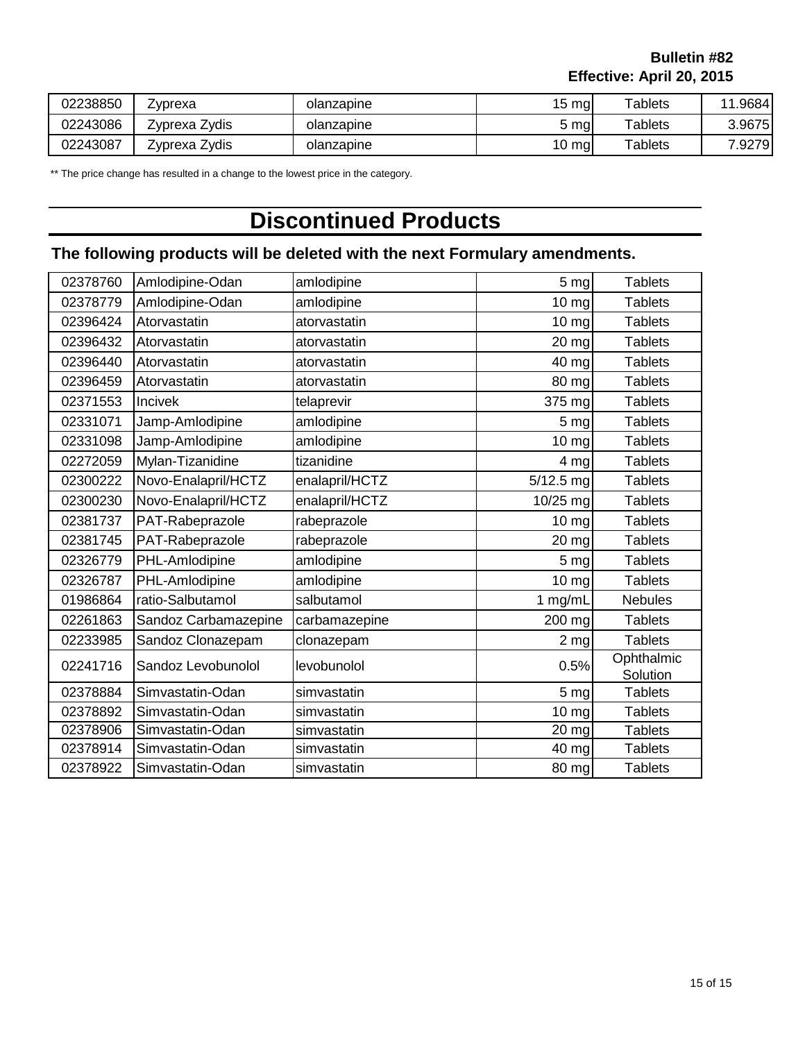| | | | | | |
|---|---|---|---|---|---|
| 02238850 | Zyprexa | olanzapine | 15 mg | Tablets | 11.9684 |
| 02243086 | Zyprexa Zydis | olanzapine | 5 mg | Tablets | 3.9675 |
| 02243087 | Zyprexa Zydis | olanzapine | 10 mg | Tablets | 7.9279 |

** The price change has resulted in a change to the lowest price in the category.

# Discontinued Products

## The following products will be deleted with the next Formulary amendments.

| | | | | |
|---|---|---|---|---|
| 02378760 | Amlodipine-Odan | amlodipine | 5 mg | Tablets |
| 02378779 | Amlodipine-Odan | amlodipine | 10 mg | Tablets |
| 02396424 | Atorvastatin | atorvastatin | 10 mg | Tablets |
| 02396432 | Atorvastatin | atorvastatin | 20 mg | Tablets |
| 02396440 | Atorvastatin | atorvastatin | 40 mg | Tablets |
| 02396459 | Atorvastatin | atorvastatin | 80 mg | Tablets |
| 02371553 | Incivek | telaprevir | 375 mg | Tablets |
| 02331071 | Jamp-Amlodipine | amlodipine | 5 mg | Tablets |
| 02331098 | Jamp-Amlodipine | amlodipine | 10 mg | Tablets |
| 02272059 | Mylan-Tizanidine | tizanidine | 4 mg | Tablets |
| 02300222 | Novo-Enalapril/HCTZ | enalapril/HCTZ | 5/12.5 mg | Tablets |
| 02300230 | Novo-Enalapril/HCTZ | enalapril/HCTZ | 10/25 mg | Tablets |
| 02381737 | PAT-Rabeprazole | rabeprazole | 10 mg | Tablets |
| 02381745 | PAT-Rabeprazole | rabeprazole | 20 mg | Tablets |
| 02326779 | PHL-Amlodipine | amlodipine | 5 mg | Tablets |
| 02326787 | PHL-Amlodipine | amlodipine | 10 mg | Tablets |
| 01986864 | ratio-Salbutamol | salbutamol | 1 mg/mL | Nebules |
| 02261863 | Sandoz Carbamazepine | carbamazepine | 200 mg | Tablets |
| 02233985 | Sandoz Clonazepam | clonazepam | 2 mg | Tablets |
| 02241716 | Sandoz Levobunolol | levobunolol | 0.5% | Ophthalmic Solution |
| 02378884 | Simvastatin-Odan | simvastatin | 5 mg | Tablets |
| 02378892 | Simvastatin-Odan | simvastatin | 10 mg | Tablets |
| 02378906 | Simvastatin-Odan | simvastatin | 20 mg | Tablets |
| 02378914 | Simvastatin-Odan | simvastatin | 40 mg | Tablets |
| 02378922 | Simvastatin-Odan | simvastatin | 80 mg | Tablets |